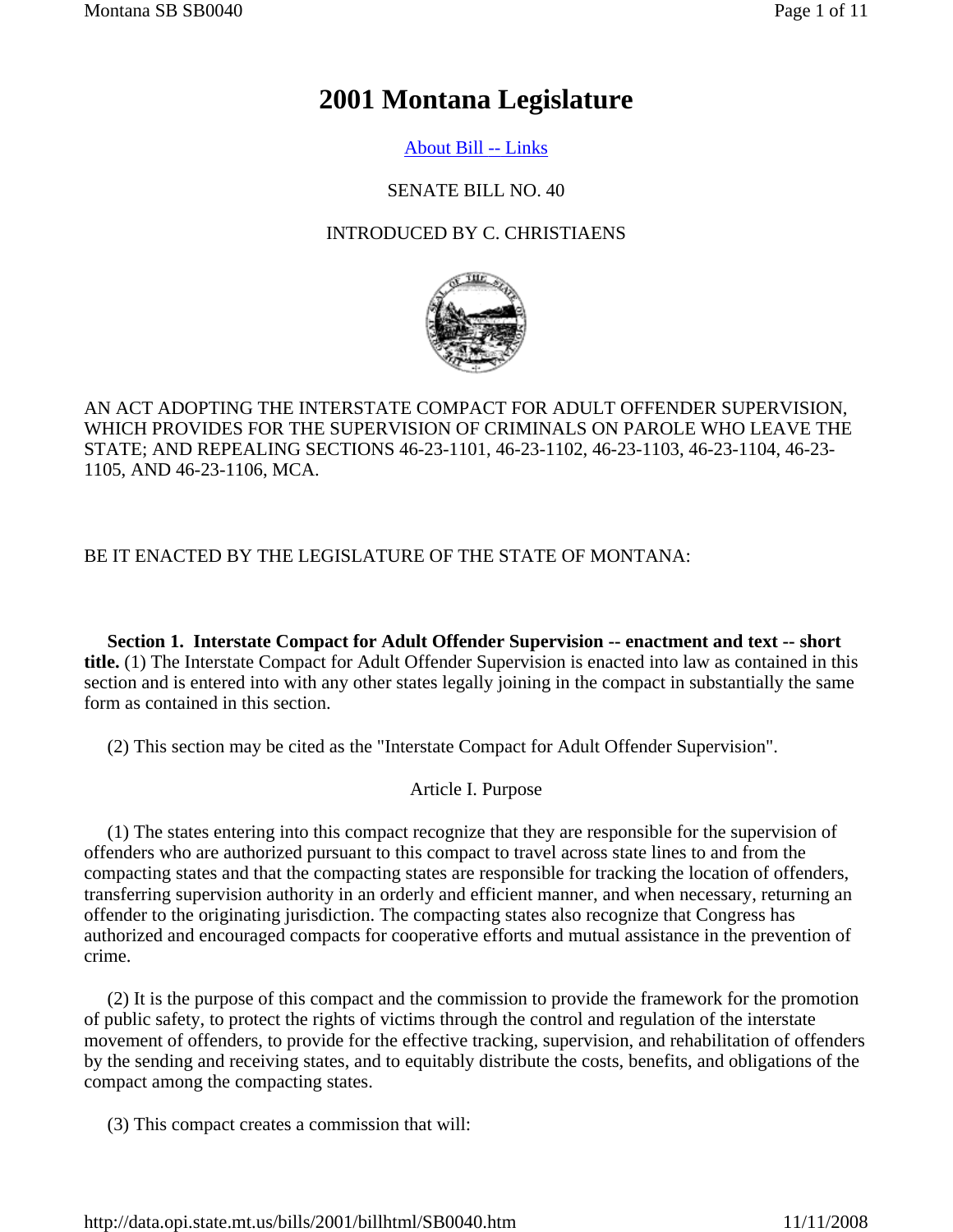# 2001 Montana Legislature

About Bill -- Links

SENATE BILL NO. 40

INTRODUCED BY C. CHRISTIAENS

AN ACT ADOPTING THE INTERSTATE COMPACT FOR ADULT OFFENDER SUPERVISION, WHICH PROVIDES FOR THE SUPERVISION OF CRIMINALS ON PAROLE WHO LEAVE THE STATE; AND REPEALING SECTIONS 46-23-1101, 46-23-1102, 46-23-1103, 46-23-1104, 46-23-1105, AND 46-23-1106, MCA.

BE IT ENACTED BY THE LEGISLATURE OF THE STATE OF MONTANA:

**Section 1. Interstate Compact for Adult Offender Supervision -- enactment and text -- short title.** (1) The Interstate Compact for Adult Offender Supervision is enacted into law as contained in this section and is entered into with any other states legally joining in the compact in substantially the same form as contained in this section.

(2) This section may be cited as the "Interstate Compact for Adult Offender Supervision".

Article I. Purpose

(1) The states entering into this compact recognize that they are responsible for the supervision of offenders who are authorized pursuant to this compact to travel across state lines to and from the compacting states and that the compacting states are responsible for tracking the location of offenders, transferring supervision authority in an orderly and efficient manner, and when necessary, returning an offender to the originating jurisdiction. The compacting states also recognize that Congress has authorized and encouraged compacts for cooperative efforts and mutual assistance in the prevention of crime.

(2) It is the purpose of this compact and the commission to provide the framework for the promotion of public safety, to protect the rights of victims through the control and regulation of the interstate movement of offenders, to provide for the effective tracking, supervision, and rehabilitation of offenders by the sending and receiving states, and to equitably distribute the costs, benefits, and obligations of the compact among the compacting states.

(3) This compact creates a commission that will: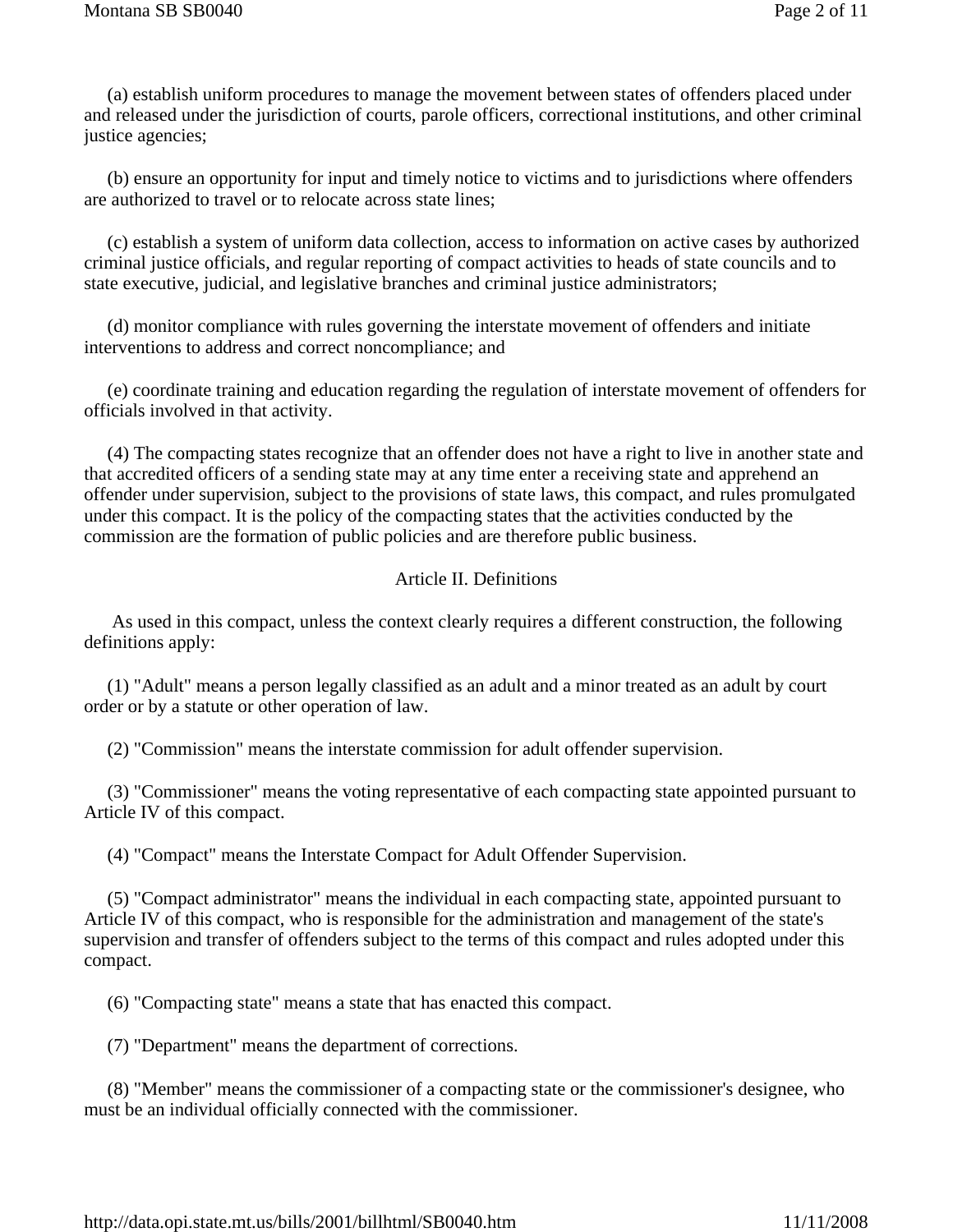(a) establish uniform procedures to manage the movement between states of offenders placed under and released under the jurisdiction of courts, parole officers, correctional institutions, and other criminal justice agencies;

(b) ensure an opportunity for input and timely notice to victims and to jurisdictions where offenders are authorized to travel or to relocate across state lines;

(c) establish a system of uniform data collection, access to information on active cases by authorized criminal justice officials, and regular reporting of compact activities to heads of state councils and to state executive, judicial, and legislative branches and criminal justice administrators;

(d) monitor compliance with rules governing the interstate movement of offenders and initiate interventions to address and correct noncompliance; and

(e) coordinate training and education regarding the regulation of interstate movement of offenders for officials involved in that activity.

(4) The compacting states recognize that an offender does not have a right to live in another state and that accredited officers of a sending state may at any time enter a receiving state and apprehend an offender under supervision, subject to the provisions of state laws, this compact, and rules promulgated under this compact. It is the policy of the compacting states that the activities conducted by the commission are the formation of public policies and are therefore public business.

## Article II. Definitions

As used in this compact, unless the context clearly requires a different construction, the following definitions apply:

(1) "Adult" means a person legally classified as an adult and a minor treated as an adult by court order or by a statute or other operation of law.

(2) "Commission" means the interstate commission for adult offender supervision.

(3) "Commissioner" means the voting representative of each compacting state appointed pursuant to Article IV of this compact.

(4) "Compact" means the Interstate Compact for Adult Offender Supervision.

(5) "Compact administrator" means the individual in each compacting state, appointed pursuant to Article IV of this compact, who is responsible for the administration and management of the state's supervision and transfer of offenders subject to the terms of this compact and rules adopted under this compact.

(6) "Compacting state" means a state that has enacted this compact.

(7) "Department" means the department of corrections.

(8) "Member" means the commissioner of a compacting state or the commissioner's designee, who must be an individual officially connected with the commissioner.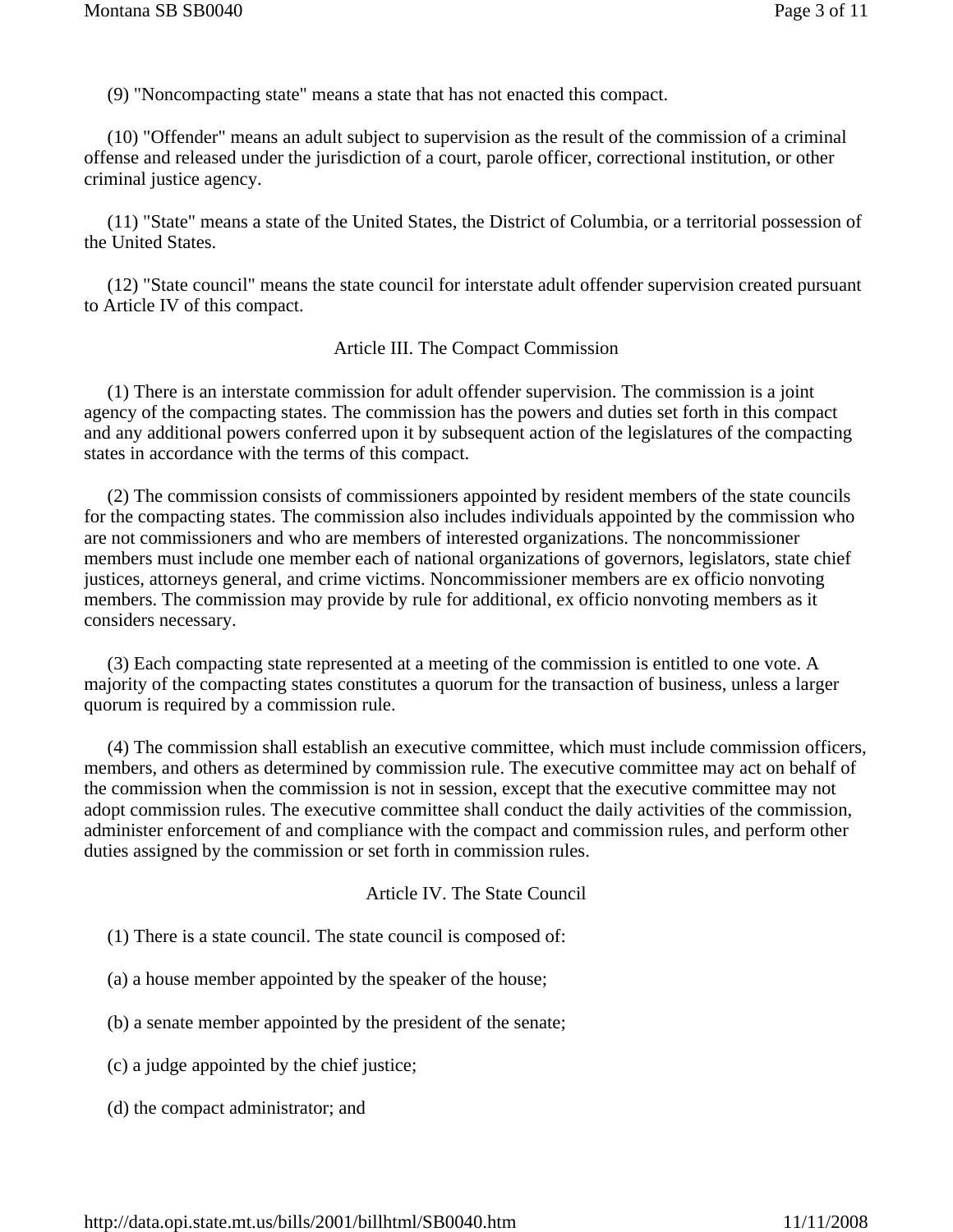(9) "Noncompacting state" means a state that has not enacted this compact.

(10) "Offender" means an adult subject to supervision as the result of the commission of a criminal offense and released under the jurisdiction of a court, parole officer, correctional institution, or other criminal justice agency.

(11) "State" means a state of the United States, the District of Columbia, or a territorial possession of the United States.

(12) "State council" means the state council for interstate adult offender supervision created pursuant to Article IV of this compact.

## Article III. The Compact Commission

(1) There is an interstate commission for adult offender supervision. The commission is a joint agency of the compacting states. The commission has the powers and duties set forth in this compact and any additional powers conferred upon it by subsequent action of the legislatures of the compacting states in accordance with the terms of this compact.

(2) The commission consists of commissioners appointed by resident members of the state councils for the compacting states. The commission also includes individuals appointed by the commission who are not commissioners and who are members of interested organizations. The noncommissioner members must include one member each of national organizations of governors, legislators, state chief justices, attorneys general, and crime victims. Noncommissioner members are ex officio nonvoting members. The commission may provide by rule for additional, ex officio nonvoting members as it considers necessary.

(3) Each compacting state represented at a meeting of the commission is entitled to one vote. A majority of the compacting states constitutes a quorum for the transaction of business, unless a larger quorum is required by a commission rule.

(4) The commission shall establish an executive committee, which must include commission officers, members, and others as determined by commission rule. The executive committee may act on behalf of the commission when the commission is not in session, except that the executive committee may not adopt commission rules. The executive committee shall conduct the daily activities of the commission, administer enforcement of and compliance with the compact and commission rules, and perform other duties assigned by the commission or set forth in commission rules.

## Article IV. The State Council

(1) There is a state council. The state council is composed of:

(a) a house member appointed by the speaker of the house;

(b) a senate member appointed by the president of the senate;

(c) a judge appointed by the chief justice;

(d) the compact administrator; and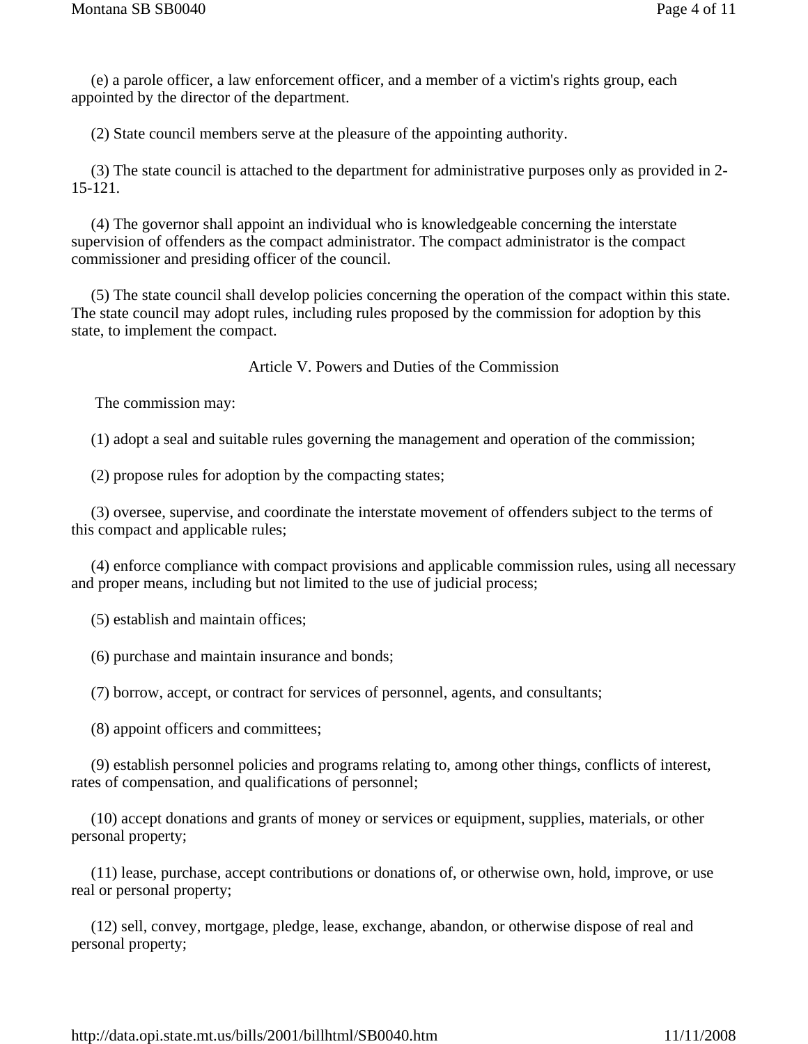(e) a parole officer, a law enforcement officer, and a member of a victim's rights group, each appointed by the director of the department.

(2) State council members serve at the pleasure of the appointing authority.

(3) The state council is attached to the department for administrative purposes only as provided in 2-15-121.

(4) The governor shall appoint an individual who is knowledgeable concerning the interstate supervision of offenders as the compact administrator. The compact administrator is the compact commissioner and presiding officer of the council.

(5) The state council shall develop policies concerning the operation of the compact within this state. The state council may adopt rules, including rules proposed by the commission for adoption by this state, to implement the compact.

Article V. Powers and Duties of the Commission

The commission may:

(1) adopt a seal and suitable rules governing the management and operation of the commission;

(2) propose rules for adoption by the compacting states;

(3) oversee, supervise, and coordinate the interstate movement of offenders subject to the terms of this compact and applicable rules;

(4) enforce compliance with compact provisions and applicable commission rules, using all necessary and proper means, including but not limited to the use of judicial process;

(5) establish and maintain offices;

(6) purchase and maintain insurance and bonds;

(7) borrow, accept, or contract for services of personnel, agents, and consultants;

(8) appoint officers and committees;

(9) establish personnel policies and programs relating to, among other things, conflicts of interest, rates of compensation, and qualifications of personnel;

(10) accept donations and grants of money or services or equipment, supplies, materials, or other personal property;

(11) lease, purchase, accept contributions or donations of, or otherwise own, hold, improve, or use real or personal property;

(12) sell, convey, mortgage, pledge, lease, exchange, abandon, or otherwise dispose of real and personal property;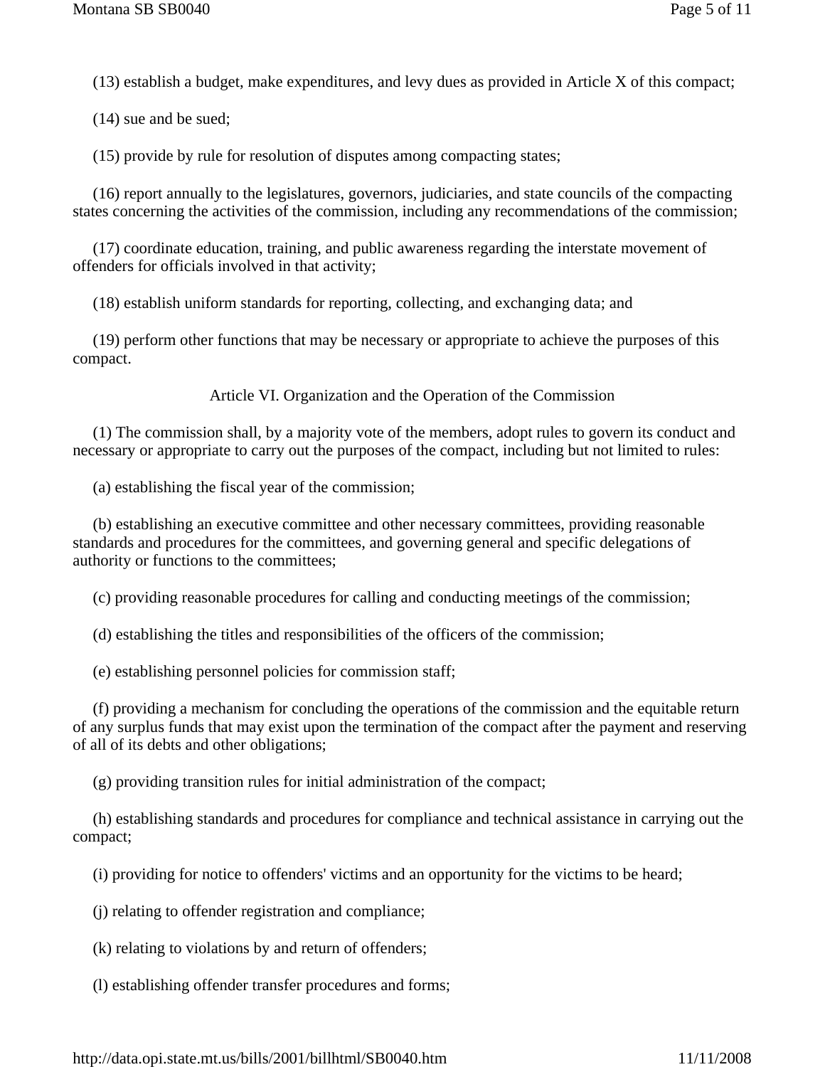(13) establish a budget, make expenditures, and levy dues as provided in Article X of this compact;

(14) sue and be sued;

(15) provide by rule for resolution of disputes among compacting states;

(16) report annually to the legislatures, governors, judiciaries, and state councils of the compacting states concerning the activities of the commission, including any recommendations of the commission;

(17) coordinate education, training, and public awareness regarding the interstate movement of offenders for officials involved in that activity;

(18) establish uniform standards for reporting, collecting, and exchanging data; and

(19) perform other functions that may be necessary or appropriate to achieve the purposes of this compact.

Article VI. Organization and the Operation of the Commission

(1) The commission shall, by a majority vote of the members, adopt rules to govern its conduct and necessary or appropriate to carry out the purposes of the compact, including but not limited to rules:

(a) establishing the fiscal year of the commission;

(b) establishing an executive committee and other necessary committees, providing reasonable standards and procedures for the committees, and governing general and specific delegations of authority or functions to the committees;

(c) providing reasonable procedures for calling and conducting meetings of the commission;

(d) establishing the titles and responsibilities of the officers of the commission;

(e) establishing personnel policies for commission staff;

(f) providing a mechanism for concluding the operations of the commission and the equitable return of any surplus funds that may exist upon the termination of the compact after the payment and reserving of all of its debts and other obligations;

(g) providing transition rules for initial administration of the compact;

(h) establishing standards and procedures for compliance and technical assistance in carrying out the compact;

(i) providing for notice to offenders' victims and an opportunity for the victims to be heard;

(j) relating to offender registration and compliance;

(k) relating to violations by and return of offenders;

(l) establishing offender transfer procedures and forms;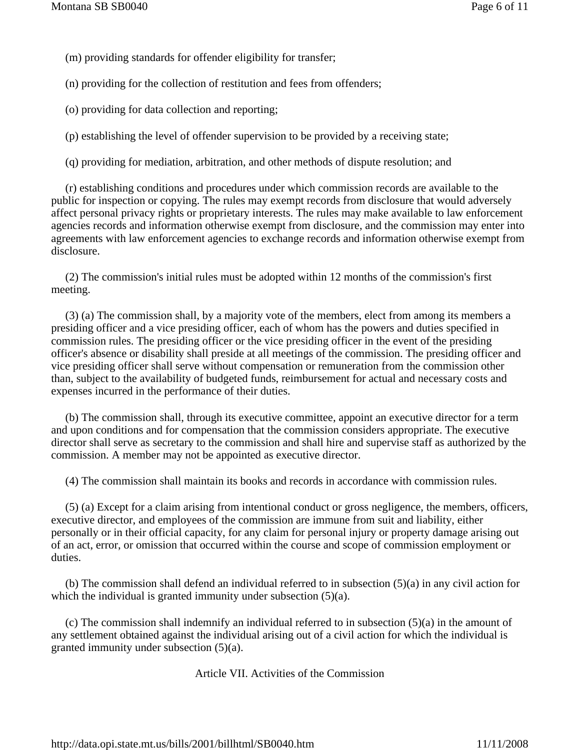(m) providing standards for offender eligibility for transfer;

(n) providing for the collection of restitution and fees from offenders;

(o) providing for data collection and reporting;

(p) establishing the level of offender supervision to be provided by a receiving state;

(q) providing for mediation, arbitration, and other methods of dispute resolution; and

(r) establishing conditions and procedures under which commission records are available to the public for inspection or copying. The rules may exempt records from disclosure that would adversely affect personal privacy rights or proprietary interests. The rules may make available to law enforcement agencies records and information otherwise exempt from disclosure, and the commission may enter into agreements with law enforcement agencies to exchange records and information otherwise exempt from disclosure.

(2) The commission's initial rules must be adopted within 12 months of the commission's first meeting.

(3) (a) The commission shall, by a majority vote of the members, elect from among its members a presiding officer and a vice presiding officer, each of whom has the powers and duties specified in commission rules. The presiding officer or the vice presiding officer in the event of the presiding officer's absence or disability shall preside at all meetings of the commission. The presiding officer and vice presiding officer shall serve without compensation or remuneration from the commission other than, subject to the availability of budgeted funds, reimbursement for actual and necessary costs and expenses incurred in the performance of their duties.

(b) The commission shall, through its executive committee, appoint an executive director for a term and upon conditions and for compensation that the commission considers appropriate. The executive director shall serve as secretary to the commission and shall hire and supervise staff as authorized by the commission. A member may not be appointed as executive director.

(4) The commission shall maintain its books and records in accordance with commission rules.

(5) (a) Except for a claim arising from intentional conduct or gross negligence, the members, officers, executive director, and employees of the commission are immune from suit and liability, either personally or in their official capacity, for any claim for personal injury or property damage arising out of an act, error, or omission that occurred within the course and scope of commission employment or duties.

(b) The commission shall defend an individual referred to in subsection (5)(a) in any civil action for which the individual is granted immunity under subsection (5)(a).

(c) The commission shall indemnify an individual referred to in subsection (5)(a) in the amount of any settlement obtained against the individual arising out of a civil action for which the individual is granted immunity under subsection (5)(a).

## Article VII. Activities of the Commission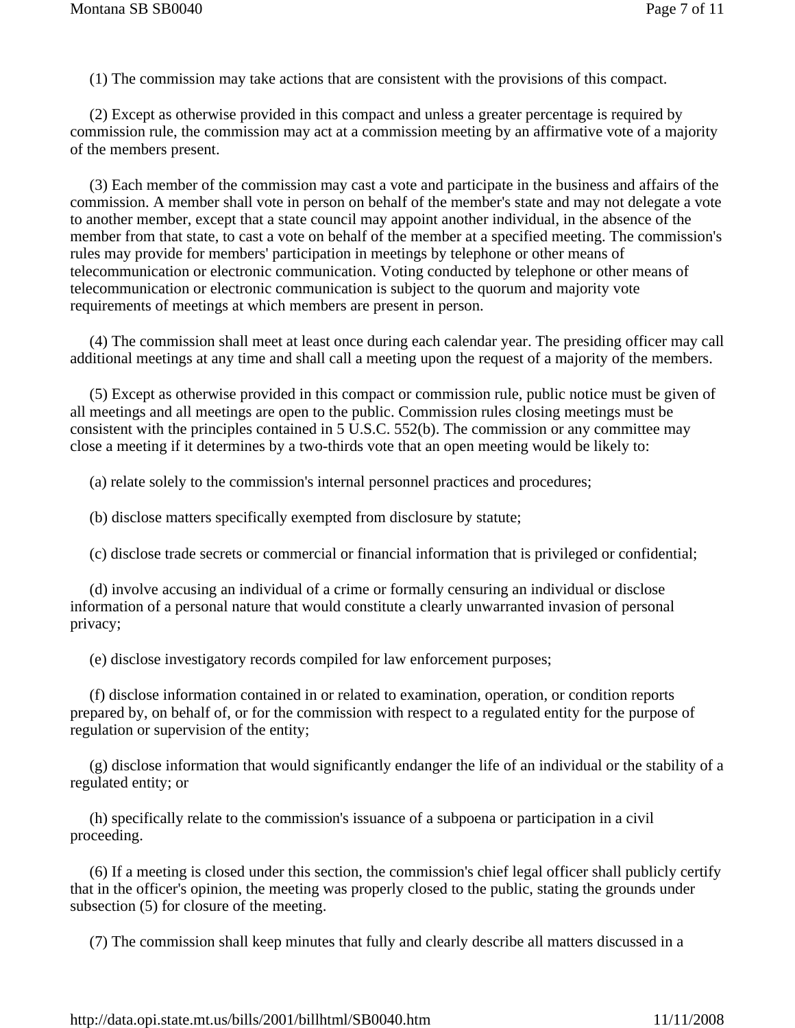(1) The commission may take actions that are consistent with the provisions of this compact.

(2) Except as otherwise provided in this compact and unless a greater percentage is required by commission rule, the commission may act at a commission meeting by an affirmative vote of a majority of the members present.

(3) Each member of the commission may cast a vote and participate in the business and affairs of the commission. A member shall vote in person on behalf of the member's state and may not delegate a vote to another member, except that a state council may appoint another individual, in the absence of the member from that state, to cast a vote on behalf of the member at a specified meeting. The commission's rules may provide for members' participation in meetings by telephone or other means of telecommunication or electronic communication. Voting conducted by telephone or other means of telecommunication or electronic communication is subject to the quorum and majority vote requirements of meetings at which members are present in person.

(4) The commission shall meet at least once during each calendar year. The presiding officer may call additional meetings at any time and shall call a meeting upon the request of a majority of the members.

(5) Except as otherwise provided in this compact or commission rule, public notice must be given of all meetings and all meetings are open to the public. Commission rules closing meetings must be consistent with the principles contained in 5 U.S.C. 552(b). The commission or any committee may close a meeting if it determines by a two-thirds vote that an open meeting would be likely to:

(a) relate solely to the commission's internal personnel practices and procedures;

(b) disclose matters specifically exempted from disclosure by statute;

(c) disclose trade secrets or commercial or financial information that is privileged or confidential;

(d) involve accusing an individual of a crime or formally censuring an individual or disclose information of a personal nature that would constitute a clearly unwarranted invasion of personal privacy;

(e) disclose investigatory records compiled for law enforcement purposes;

(f) disclose information contained in or related to examination, operation, or condition reports prepared by, on behalf of, or for the commission with respect to a regulated entity for the purpose of regulation or supervision of the entity;

(g) disclose information that would significantly endanger the life of an individual or the stability of a regulated entity; or

(h) specifically relate to the commission's issuance of a subpoena or participation in a civil proceeding.

(6) If a meeting is closed under this section, the commission's chief legal officer shall publicly certify that in the officer's opinion, the meeting was properly closed to the public, stating the grounds under subsection (5) for closure of the meeting.

(7) The commission shall keep minutes that fully and clearly describe all matters discussed in a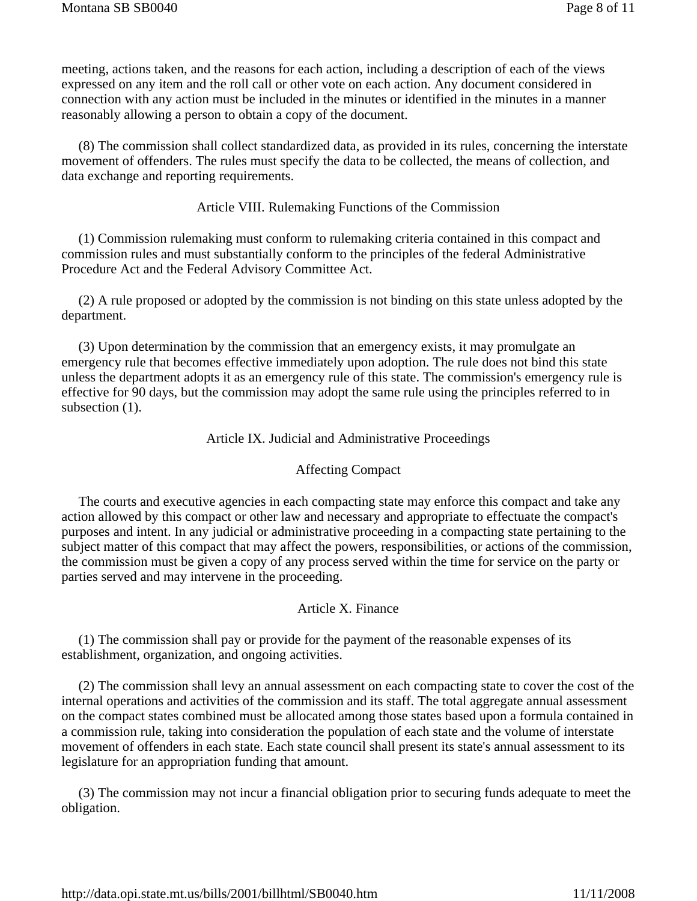meeting, actions taken, and the reasons for each action, including a description of each of the views expressed on any item and the roll call or other vote on each action. Any document considered in connection with any action must be included in the minutes or identified in the minutes in a manner reasonably allowing a person to obtain a copy of the document.

(8) The commission shall collect standardized data, as provided in its rules, concerning the interstate movement of offenders. The rules must specify the data to be collected, the means of collection, and data exchange and reporting requirements.

Article VIII. Rulemaking Functions of the Commission

(1) Commission rulemaking must conform to rulemaking criteria contained in this compact and commission rules and must substantially conform to the principles of the federal Administrative Procedure Act and the Federal Advisory Committee Act.

(2) A rule proposed or adopted by the commission is not binding on this state unless adopted by the department.

(3) Upon determination by the commission that an emergency exists, it may promulgate an emergency rule that becomes effective immediately upon adoption. The rule does not bind this state unless the department adopts it as an emergency rule of this state. The commission's emergency rule is effective for 90 days, but the commission may adopt the same rule using the principles referred to in subsection (1).

Article IX. Judicial and Administrative Proceedings

Affecting Compact

The courts and executive agencies in each compacting state may enforce this compact and take any action allowed by this compact or other law and necessary and appropriate to effectuate the compact's purposes and intent. In any judicial or administrative proceeding in a compacting state pertaining to the subject matter of this compact that may affect the powers, responsibilities, or actions of the commission, the commission must be given a copy of any process served within the time for service on the party or parties served and may intervene in the proceeding.

Article X. Finance

(1) The commission shall pay or provide for the payment of the reasonable expenses of its establishment, organization, and ongoing activities.

(2) The commission shall levy an annual assessment on each compacting state to cover the cost of the internal operations and activities of the commission and its staff. The total aggregate annual assessment on the compact states combined must be allocated among those states based upon a formula contained in a commission rule, taking into consideration the population of each state and the volume of interstate movement of offenders in each state. Each state council shall present its state's annual assessment to its legislature for an appropriation funding that amount.

(3) The commission may not incur a financial obligation prior to securing funds adequate to meet the obligation.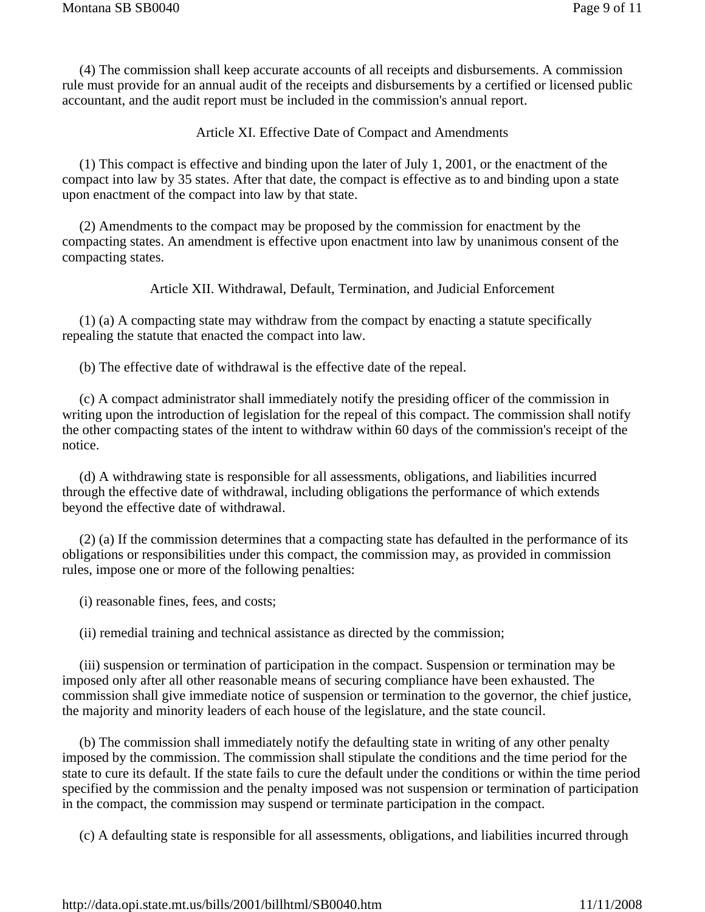(4) The commission shall keep accurate accounts of all receipts and disbursements. A commission rule must provide for an annual audit of the receipts and disbursements by a certified or licensed public accountant, and the audit report must be included in the commission's annual report.

Article XI. Effective Date of Compact and Amendments

(1) This compact is effective and binding upon the later of July 1, 2001, or the enactment of the compact into law by 35 states. After that date, the compact is effective as to and binding upon a state upon enactment of the compact into law by that state.

(2) Amendments to the compact may be proposed by the commission for enactment by the compacting states. An amendment is effective upon enactment into law by unanimous consent of the compacting states.

Article XII. Withdrawal, Default, Termination, and Judicial Enforcement

(1) (a) A compacting state may withdraw from the compact by enacting a statute specifically repealing the statute that enacted the compact into law.

(b) The effective date of withdrawal is the effective date of the repeal.

(c) A compact administrator shall immediately notify the presiding officer of the commission in writing upon the introduction of legislation for the repeal of this compact. The commission shall notify the other compacting states of the intent to withdraw within 60 days of the commission's receipt of the notice.

(d) A withdrawing state is responsible for all assessments, obligations, and liabilities incurred through the effective date of withdrawal, including obligations the performance of which extends beyond the effective date of withdrawal.

(2) (a) If the commission determines that a compacting state has defaulted in the performance of its obligations or responsibilities under this compact, the commission may, as provided in commission rules, impose one or more of the following penalties:

(i) reasonable fines, fees, and costs;

(ii) remedial training and technical assistance as directed by the commission;

(iii) suspension or termination of participation in the compact. Suspension or termination may be imposed only after all other reasonable means of securing compliance have been exhausted. The commission shall give immediate notice of suspension or termination to the governor, the chief justice, the majority and minority leaders of each house of the legislature, and the state council.

(b) The commission shall immediately notify the defaulting state in writing of any other penalty imposed by the commission. The commission shall stipulate the conditions and the time period for the state to cure its default. If the state fails to cure the default under the conditions or within the time period specified by the commission and the penalty imposed was not suspension or termination of participation in the compact, the commission may suspend or terminate participation in the compact.

(c) A defaulting state is responsible for all assessments, obligations, and liabilities incurred through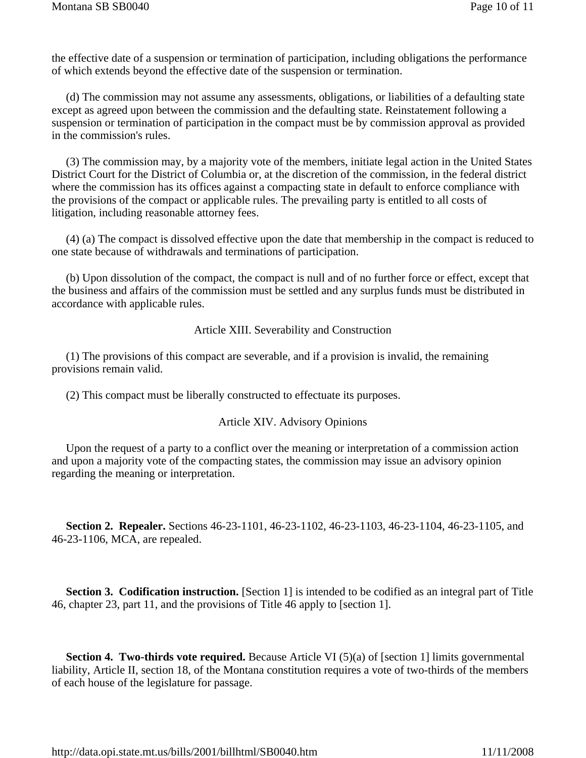the effective date of a suspension or termination of participation, including obligations the performance of which extends beyond the effective date of the suspension or termination.

(d) The commission may not assume any assessments, obligations, or liabilities of a defaulting state except as agreed upon between the commission and the defaulting state. Reinstatement following a suspension or termination of participation in the compact must be by commission approval as provided in the commission's rules.

(3) The commission may, by a majority vote of the members, initiate legal action in the United States District Court for the District of Columbia or, at the discretion of the commission, in the federal district where the commission has its offices against a compacting state in default to enforce compliance with the provisions of the compact or applicable rules. The prevailing party is entitled to all costs of litigation, including reasonable attorney fees.

(4) (a) The compact is dissolved effective upon the date that membership in the compact is reduced to one state because of withdrawals and terminations of participation.

(b) Upon dissolution of the compact, the compact is null and of no further force or effect, except that the business and affairs of the commission must be settled and any surplus funds must be distributed in accordance with applicable rules.

Article XIII. Severability and Construction

(1) The provisions of this compact are severable, and if a provision is invalid, the remaining provisions remain valid.

(2) This compact must be liberally constructed to effectuate its purposes.

Article XIV. Advisory Opinions

Upon the request of a party to a conflict over the meaning or interpretation of a commission action and upon a majority vote of the compacting states, the commission may issue an advisory opinion regarding the meaning or interpretation.

**Section 2. Repealer.** Sections 46-23-1101, 46-23-1102, 46-23-1103, 46-23-1104, 46-23-1105, and 46-23-1106, MCA, are repealed.

**Section 3. Codification instruction.** [Section 1] is intended to be codified as an integral part of Title 46, chapter 23, part 11, and the provisions of Title 46 apply to [section 1].

**Section 4. Two-thirds vote required.** Because Article VI (5)(a) of [section 1] limits governmental liability, Article II, section 18, of the Montana constitution requires a vote of two-thirds of the members of each house of the legislature for passage.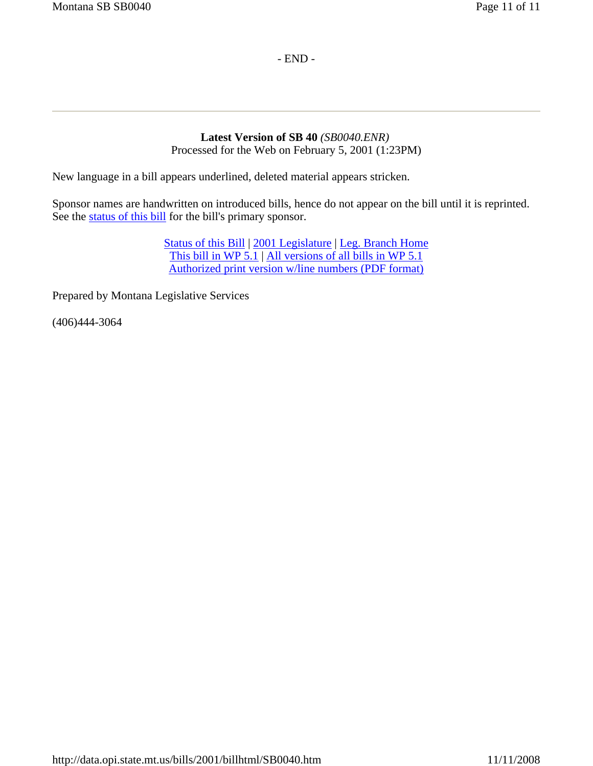- END -

---

**Latest Version of SB 40** *(SB0040.ENR)*
Processed for the Web on February 5, 2001 (1:23PM)

New language in a bill appears underlined, deleted material appears stricken.

Sponsor names are handwritten on introduced bills, hence do not appear on the bill until it is reprinted. See the status of this bill for the bill's primary sponsor.

Status of this Bill | 2001 Legislature | Leg. Branch Home
This bill in WP 5.1 | All versions of all bills in WP 5.1
Authorized print version w/line numbers (PDF format)

Prepared by Montana Legislative Services

(406)444-3064